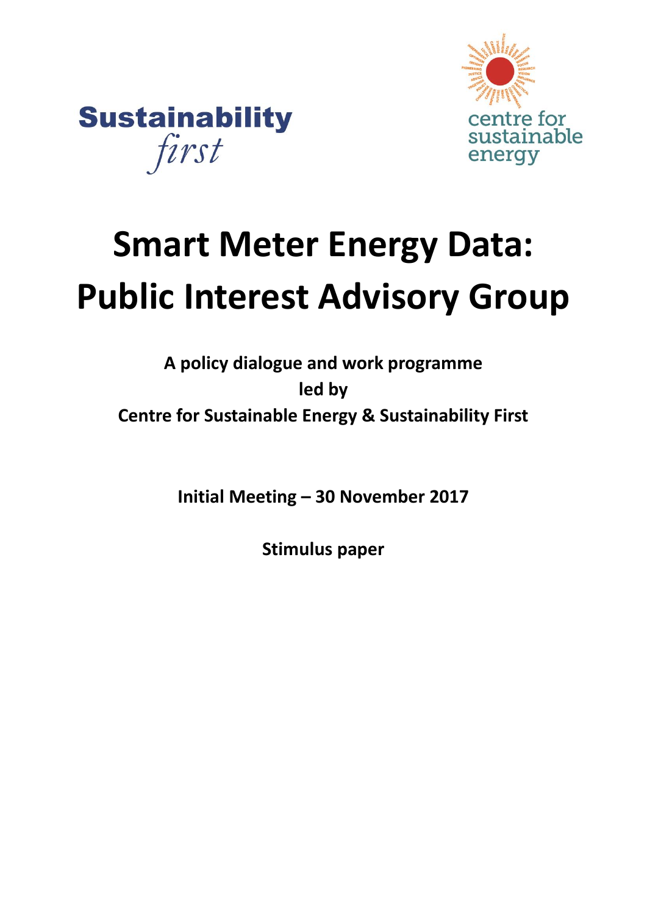Sustainability *first*

centre for sustainable energy

# Smart Meter Energy Data: Public Interest Advisory Group

**A policy dialogue and work programme**
**led by**
**Centre for Sustainable Energy & Sustainability First**

**Initial Meeting – 30 November 2017**

**Stimulus paper**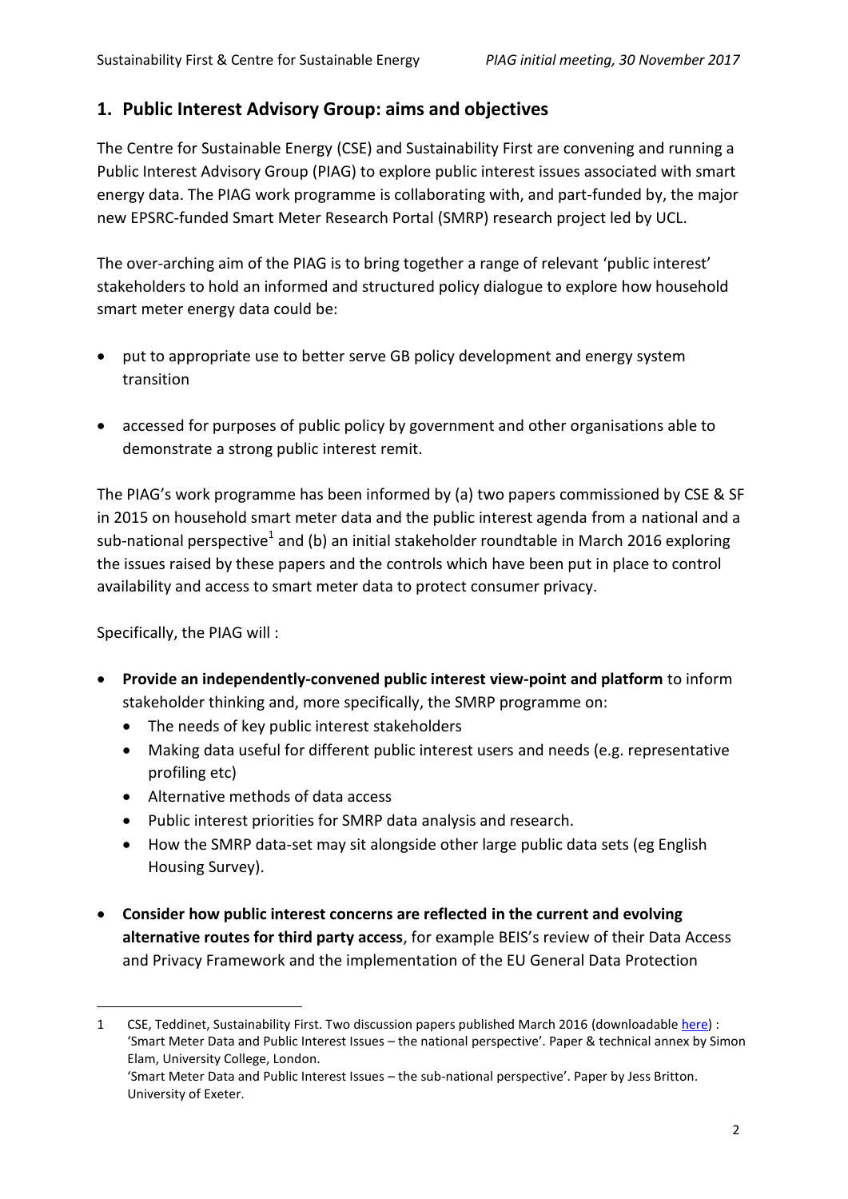## 1. Public Interest Advisory Group: aims and objectives

The Centre for Sustainable Energy (CSE) and Sustainability First are convening and running a Public Interest Advisory Group (PIAG) to explore public interest issues associated with smart energy data. The PIAG work programme is collaborating with, and part-funded by, the major new EPSRC-funded Smart Meter Research Portal (SMRP) research project led by UCL.

The over-arching aim of the PIAG is to bring together a range of relevant 'public interest' stakeholders to hold an informed and structured policy dialogue to explore how household smart meter energy data could be:

- put to appropriate use to better serve GB policy development and energy system transition
- accessed for purposes of public policy by government and other organisations able to demonstrate a strong public interest remit.

The PIAG's work programme has been informed by (a) two papers commissioned by CSE & SF in 2015 on household smart meter data and the public interest agenda from a national and a sub-national perspective[1] and (b) an initial stakeholder roundtable in March 2016 exploring the issues raised by these papers and the controls which have been put in place to control availability and access to smart meter data to protect consumer privacy.

Specifically, the PIAG will :

- **Provide an independently-convened public interest view-point and platform** to inform stakeholder thinking and, more specifically, the SMRP programme on:
  - The needs of key public interest stakeholders
  - Making data useful for different public interest users and needs (e.g. representative profiling etc)
  - Alternative methods of data access
  - Public interest priorities for SMRP data analysis and research.
  - How the SMRP data-set may sit alongside other large public data sets (eg English Housing Survey).
- **Consider how public interest concerns are reflected in the current and evolving alternative routes for third party access**, for example BEIS's review of their Data Access and Privacy Framework and the implementation of the EU General Data Protection

---

1 CSE, Teddinet, Sustainability First. Two discussion papers published March 2016 (downloadable here) : 'Smart Meter Data and Public Interest Issues – the national perspective'. Paper & technical annex by Simon Elam, University College, London.
'Smart Meter Data and Public Interest Issues – the sub-national perspective'. Paper by Jess Britton. University of Exeter.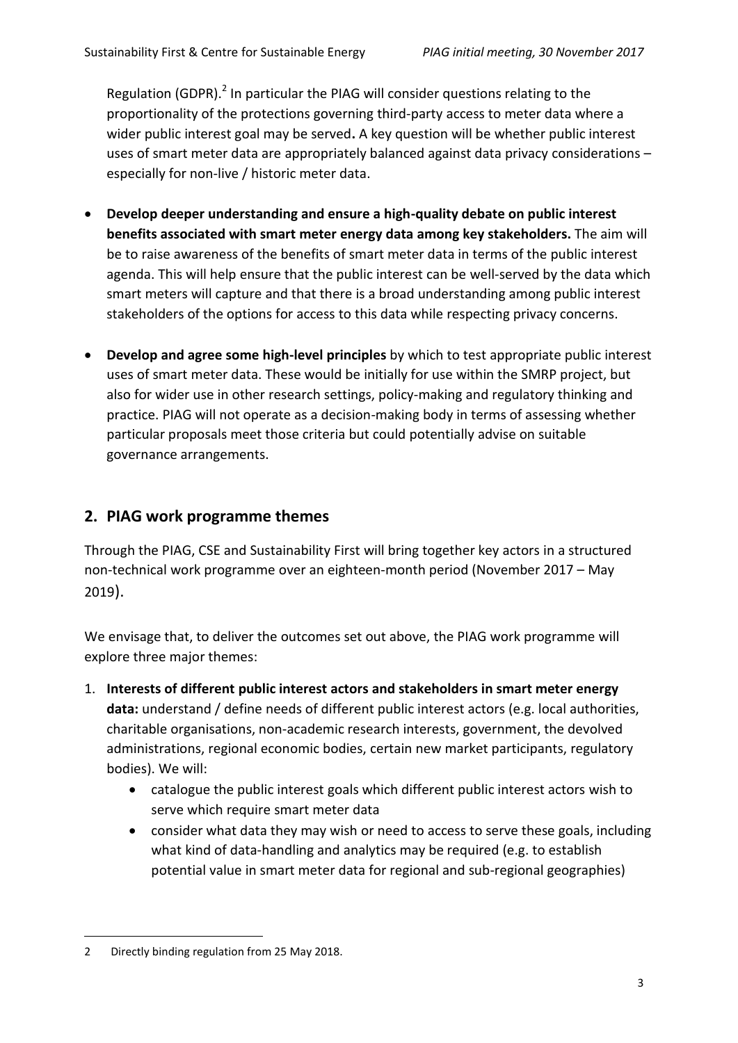Regulation (GDPR).[2] In particular the PIAG will consider questions relating to the proportionality of the protections governing third-party access to meter data where a wider public interest goal may be served**.** A key question will be whether public interest uses of smart meter data are appropriately balanced against data privacy considerations – especially for non-live / historic meter data.

- **Develop deeper understanding and ensure a high-quality debate on public interest benefits associated with smart meter energy data among key stakeholders.** The aim will be to raise awareness of the benefits of smart meter data in terms of the public interest agenda. This will help ensure that the public interest can be well-served by the data which smart meters will capture and that there is a broad understanding among public interest stakeholders of the options for access to this data while respecting privacy concerns.

- **Develop and agree some high-level principles** by which to test appropriate public interest uses of smart meter data. These would be initially for use within the SMRP project, but also for wider use in other research settings, policy-making and regulatory thinking and practice. PIAG will not operate as a decision-making body in terms of assessing whether particular proposals meet those criteria but could potentially advise on suitable governance arrangements.

## 2. PIAG work programme themes

Through the PIAG, CSE and Sustainability First will bring together key actors in a structured non-technical work programme over an eighteen-month period (November 2017 – May 2019).

We envisage that, to deliver the outcomes set out above, the PIAG work programme will explore three major themes:

1. **Interests of different public interest actors and stakeholders in smart meter energy data:** understand / define needs of different public interest actors (e.g. local authorities, charitable organisations, non-academic research interests, government, the devolved administrations, regional economic bodies, certain new market participants, regulatory bodies). We will:
    - catalogue the public interest goals which different public interest actors wish to serve which require smart meter data
    - consider what data they may wish or need to access to serve these goals, including what kind of data-handling and analytics may be required (e.g. to establish potential value in smart meter data for regional and sub-regional geographies)

---

2 Directly binding regulation from 25 May 2018.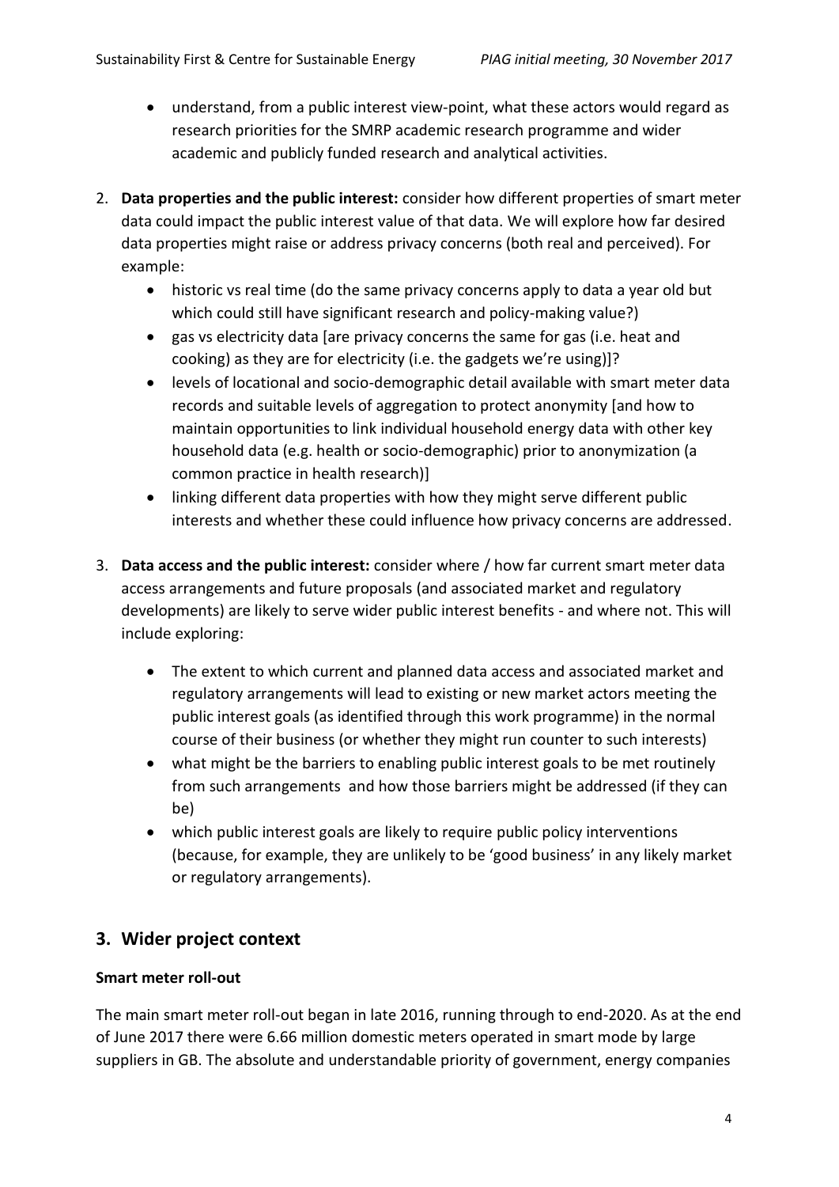- understand, from a public interest view-point, what these actors would regard as research priorities for the SMRP academic research programme and wider academic and publicly funded research and analytical activities.

2. **Data properties and the public interest:** consider how different properties of smart meter data could impact the public interest value of that data. We will explore how far desired data properties might raise or address privacy concerns (both real and perceived). For example:
   - historic vs real time (do the same privacy concerns apply to data a year old but which could still have significant research and policy-making value?)
   - gas vs electricity data [are privacy concerns the same for gas (i.e. heat and cooking) as they are for electricity (i.e. the gadgets we're using)]?
   - levels of locational and socio-demographic detail available with smart meter data records and suitable levels of aggregation to protect anonymity [and how to maintain opportunities to link individual household energy data with other key household data (e.g. health or socio-demographic) prior to anonymization (a common practice in health research)]
   - linking different data properties with how they might serve different public interests and whether these could influence how privacy concerns are addressed.

3. **Data access and the public interest:** consider where / how far current smart meter data access arrangements and future proposals (and associated market and regulatory developments) are likely to serve wider public interest benefits - and where not. This will include exploring:
   - The extent to which current and planned data access and associated market and regulatory arrangements will lead to existing or new market actors meeting the public interest goals (as identified through this work programme) in the normal course of their business (or whether they might run counter to such interests)
   - what might be the barriers to enabling public interest goals to be met routinely from such arrangements and how those barriers might be addressed (if they can be)
   - which public interest goals are likely to require public policy interventions (because, for example, they are unlikely to be 'good business' in any likely market or regulatory arrangements).

## 3. Wider project context

**Smart meter roll-out**

The main smart meter roll-out began in late 2016, running through to end-2020. As at the end of June 2017 there were 6.66 million domestic meters operated in smart mode by large suppliers in GB. The absolute and understandable priority of government, energy companies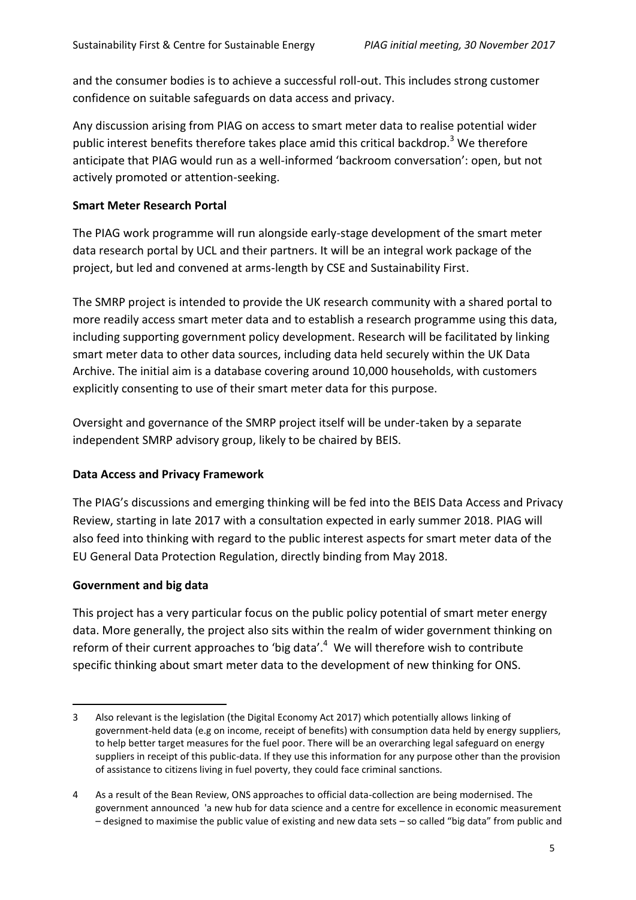and the consumer bodies is to achieve a successful roll-out. This includes strong customer confidence on suitable safeguards on data access and privacy.

Any discussion arising from PIAG on access to smart meter data to realise potential wider public interest benefits therefore takes place amid this critical backdrop.[3] We therefore anticipate that PIAG would run as a well-informed 'backroom conversation': open, but not actively promoted or attention-seeking.

**Smart Meter Research Portal**

The PIAG work programme will run alongside early-stage development of the smart meter data research portal by UCL and their partners. It will be an integral work package of the project, but led and convened at arms-length by CSE and Sustainability First.

The SMRP project is intended to provide the UK research community with a shared portal to more readily access smart meter data and to establish a research programme using this data, including supporting government policy development. Research will be facilitated by linking smart meter data to other data sources, including data held securely within the UK Data Archive. The initial aim is a database covering around 10,000 households, with customers explicitly consenting to use of their smart meter data for this purpose.

Oversight and governance of the SMRP project itself will be under-taken by a separate independent SMRP advisory group, likely to be chaired by BEIS.

**Data Access and Privacy Framework**

The PIAG's discussions and emerging thinking will be fed into the BEIS Data Access and Privacy Review, starting in late 2017 with a consultation expected in early summer 2018. PIAG will also feed into thinking with regard to the public interest aspects for smart meter data of the EU General Data Protection Regulation, directly binding from May 2018.

**Government and big data**

This project has a very particular focus on the public policy potential of smart meter energy data. More generally, the project also sits within the realm of wider government thinking on reform of their current approaches to 'big data'.[4] We will therefore wish to contribute specific thinking about smart meter data to the development of new thinking for ONS.

---

3 Also relevant is the legislation (the Digital Economy Act 2017) which potentially allows linking of government-held data (e.g on income, receipt of benefits) with consumption data held by energy suppliers, to help better target measures for the fuel poor. There will be an overarching legal safeguard on energy suppliers in receipt of this public-data. If they use this information for any purpose other than the provision of assistance to citizens living in fuel poverty, they could face criminal sanctions.

4 As a result of the Bean Review, ONS approaches to official data-collection are being modernised. The government announced 'a new hub for data science and a centre for excellence in economic measurement – designed to maximise the public value of existing and new data sets – so called "big data" from public and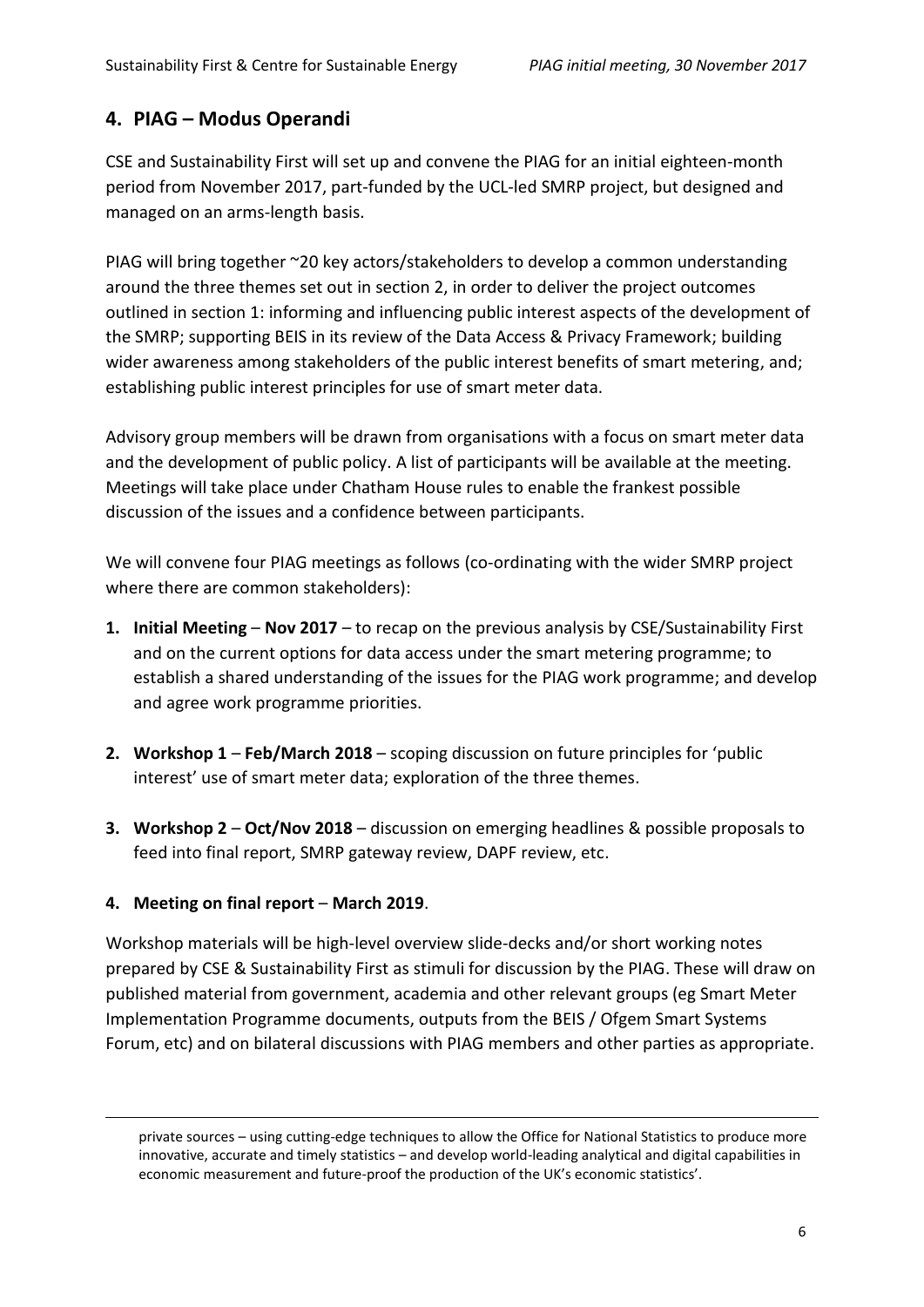## 4. PIAG – Modus Operandi

CSE and Sustainability First will set up and convene the PIAG for an initial eighteen-month period from November 2017, part-funded by the UCL-led SMRP project, but designed and managed on an arms-length basis.

PIAG will bring together ~20 key actors/stakeholders to develop a common understanding around the three themes set out in section 2, in order to deliver the project outcomes outlined in section 1: informing and influencing public interest aspects of the development of the SMRP; supporting BEIS in its review of the Data Access & Privacy Framework; building wider awareness among stakeholders of the public interest benefits of smart metering, and; establishing public interest principles for use of smart meter data.

Advisory group members will be drawn from organisations with a focus on smart meter data and the development of public policy. A list of participants will be available at the meeting. Meetings will take place under Chatham House rules to enable the frankest possible discussion of the issues and a confidence between participants.

We will convene four PIAG meetings as follows (co-ordinating with the wider SMRP project where there are common stakeholders):

1. **Initial Meeting** – **Nov 2017** – to recap on the previous analysis by CSE/Sustainability First and on the current options for data access under the smart metering programme; to establish a shared understanding of the issues for the PIAG work programme; and develop and agree work programme priorities.

2. **Workshop 1** – **Feb/March 2018** – scoping discussion on future principles for 'public interest' use of smart meter data; exploration of the three themes.

3. **Workshop 2** – **Oct/Nov 2018** – discussion on emerging headlines & possible proposals to feed into final report, SMRP gateway review, DAPF review, etc.

4. **Meeting on final report** – **March 2019**.

Workshop materials will be high-level overview slide-decks and/or short working notes prepared by CSE & Sustainability First as stimuli for discussion by the PIAG. These will draw on published material from government, academia and other relevant groups (eg Smart Meter Implementation Programme documents, outputs from the BEIS / Ofgem Smart Systems Forum, etc) and on bilateral discussions with PIAG members and other parties as appropriate.

---

private sources – using cutting-edge techniques to allow the Office for National Statistics to produce more innovative, accurate and timely statistics – and develop world-leading analytical and digital capabilities in economic measurement and future-proof the production of the UK's economic statistics'.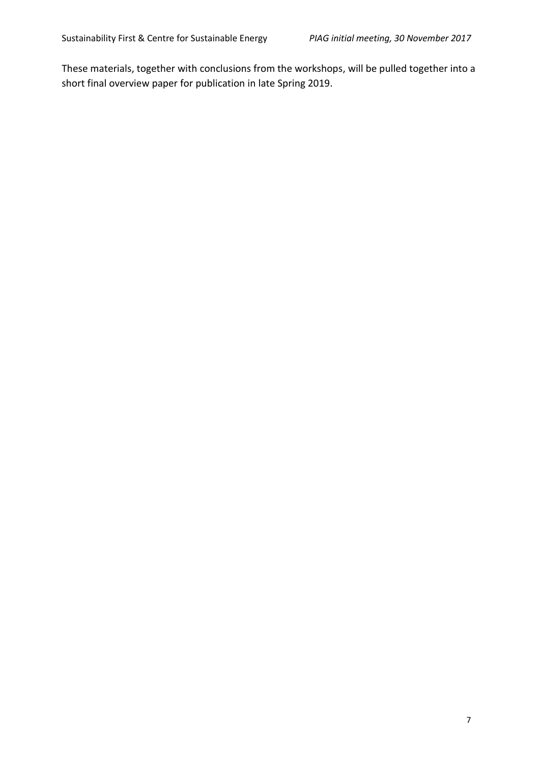These materials, together with conclusions from the workshops, will be pulled together into a short final overview paper for publication in late Spring 2019.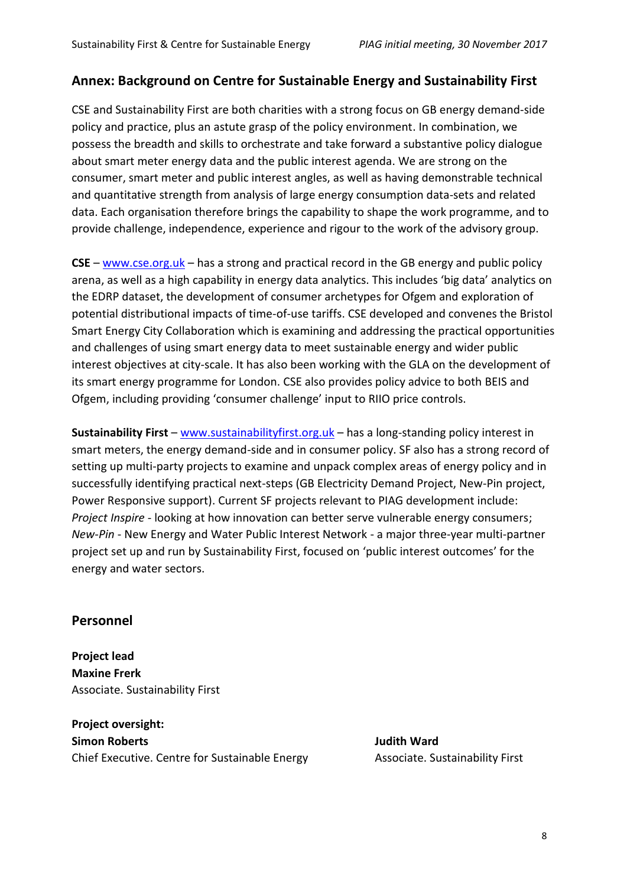## Annex: Background on Centre for Sustainable Energy and Sustainability First

CSE and Sustainability First are both charities with a strong focus on GB energy demand-side policy and practice, plus an astute grasp of the policy environment. In combination, we possess the breadth and skills to orchestrate and take forward a substantive policy dialogue about smart meter energy data and the public interest agenda. We are strong on the consumer, smart meter and public interest angles, as well as having demonstrable technical and quantitative strength from analysis of large energy consumption data-sets and related data. Each organisation therefore brings the capability to shape the work programme, and to provide challenge, independence, experience and rigour to the work of the advisory group.

**CSE** – www.cse.org.uk – has a strong and practical record in the GB energy and public policy arena, as well as a high capability in energy data analytics. This includes 'big data' analytics on the EDRP dataset, the development of consumer archetypes for Ofgem and exploration of potential distributional impacts of time-of-use tariffs. CSE developed and convenes the Bristol Smart Energy City Collaboration which is examining and addressing the practical opportunities and challenges of using smart energy data to meet sustainable energy and wider public interest objectives at city-scale. It has also been working with the GLA on the development of its smart energy programme for London. CSE also provides policy advice to both BEIS and Ofgem, including providing 'consumer challenge' input to RIIO price controls.

**Sustainability First** – www.sustainabilityfirst.org.uk – has a long-standing policy interest in smart meters, the energy demand-side and in consumer policy. SF also has a strong record of setting up multi-party projects to examine and unpack complex areas of energy policy and in successfully identifying practical next-steps (GB Electricity Demand Project, New-Pin project, Power Responsive support). Current SF projects relevant to PIAG development include: *Project Inspire* - looking at how innovation can better serve vulnerable energy consumers; *New-Pin* - New Energy and Water Public Interest Network - a major three-year multi-partner project set up and run by Sustainability First, focused on 'public interest outcomes' for the energy and water sectors.

## Personnel

**Project lead**
**Maxine Frerk**
Associate. Sustainability First

**Project oversight:**

**Simon Roberts**
Chief Executive. Centre for Sustainable Energy

**Judith Ward**
Associate. Sustainability First